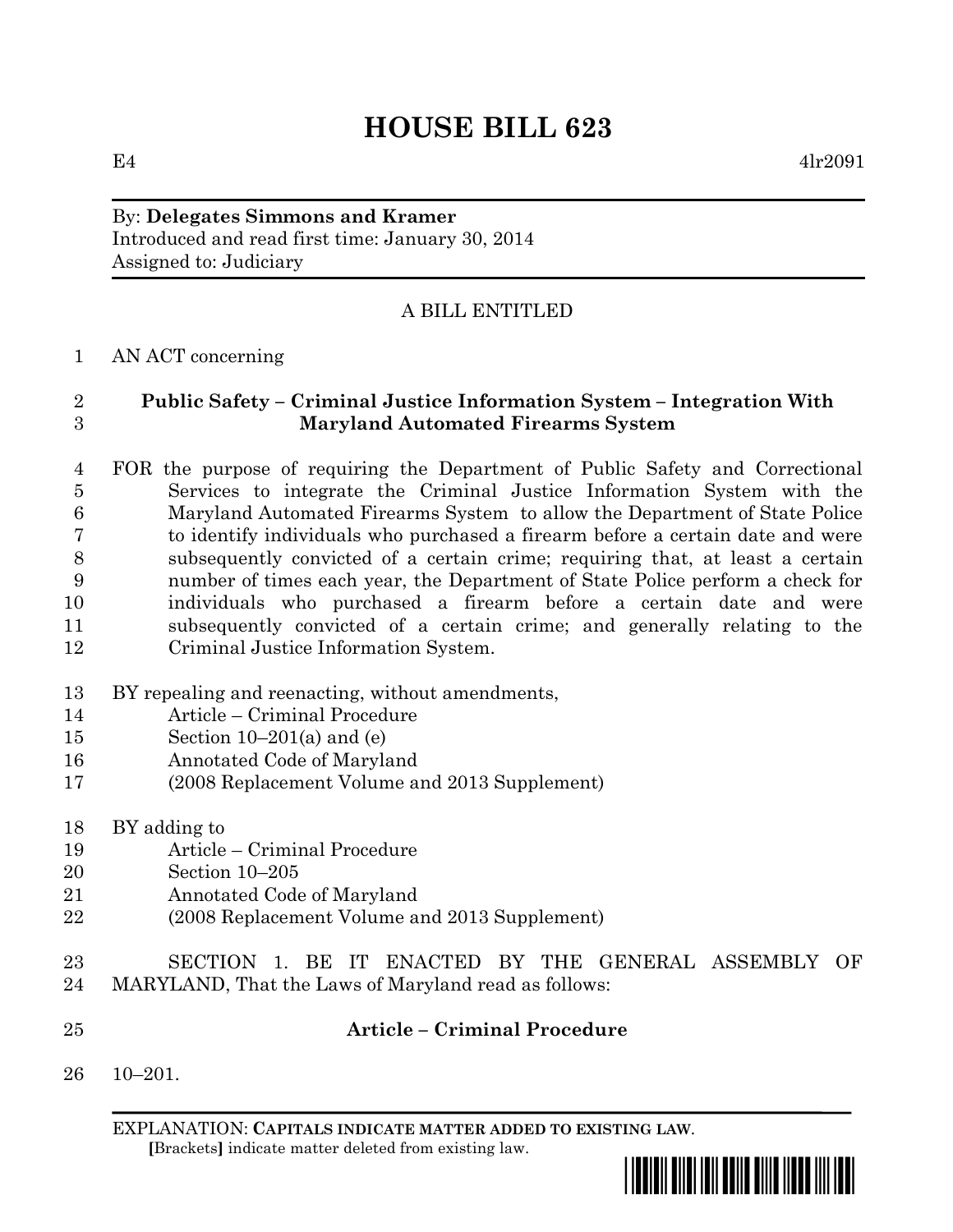# HOUSE BILL 623

E4 4lr2091

By: **Delegates Simmons and Kramer**
Introduced and read first time: January 30, 2014
Assigned to: Judiciary

A BILL ENTITLED

AN ACT concerning

**Public Safety – Criminal Justice Information System – Integration With Maryland Automated Firearms System**

FOR the purpose of requiring the Department of Public Safety and Correctional Services to integrate the Criminal Justice Information System with the Maryland Automated Firearms System to allow the Department of State Police to identify individuals who purchased a firearm before a certain date and were subsequently convicted of a certain crime; requiring that, at least a certain number of times each year, the Department of State Police perform a check for individuals who purchased a firearm before a certain date and were subsequently convicted of a certain crime; and generally relating to the Criminal Justice Information System.

BY repealing and reenacting, without amendments,
Article – Criminal Procedure
Section 10–201(a) and (e)
Annotated Code of Maryland
(2008 Replacement Volume and 2013 Supplement)

BY adding to
Article – Criminal Procedure
Section 10–205
Annotated Code of Maryland
(2008 Replacement Volume and 2013 Supplement)

SECTION 1. BE IT ENACTED BY THE GENERAL ASSEMBLY OF MARYLAND, That the Laws of Maryland read as follows:

**Article – Criminal Procedure**

10–201.

EXPLANATION: **CAPITALS INDICATE MATTER ADDED TO EXISTING LAW.**
**[**Brackets**]** indicate matter deleted from existing law.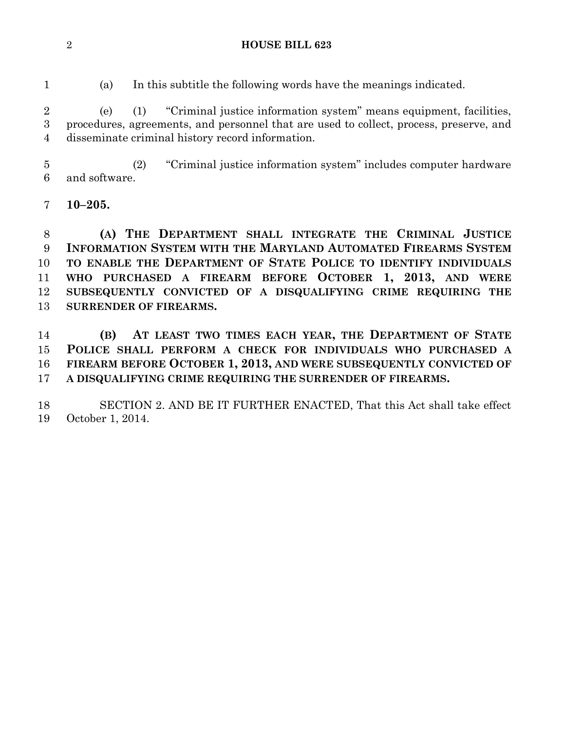(a) In this subtitle the following words have the meanings indicated.

(e) (1) "Criminal justice information system" means equipment, facilities, procedures, agreements, and personnel that are used to collect, process, preserve, and disseminate criminal history record information.

(2) "Criminal justice information system" includes computer hardware and software.

**10–205.**

**(A) THE DEPARTMENT SHALL INTEGRATE THE CRIMINAL JUSTICE INFORMATION SYSTEM WITH THE MARYLAND AUTOMATED FIREARMS SYSTEM TO ENABLE THE DEPARTMENT OF STATE POLICE TO IDENTIFY INDIVIDUALS WHO PURCHASED A FIREARM BEFORE OCTOBER 1, 2013, AND WERE SUBSEQUENTLY CONVICTED OF A DISQUALIFYING CRIME REQUIRING THE SURRENDER OF FIREARMS.**

**(B) AT LEAST TWO TIMES EACH YEAR, THE DEPARTMENT OF STATE POLICE SHALL PERFORM A CHECK FOR INDIVIDUALS WHO PURCHASED A FIREARM BEFORE OCTOBER 1, 2013, AND WERE SUBSEQUENTLY CONVICTED OF A DISQUALIFYING CRIME REQUIRING THE SURRENDER OF FIREARMS.**

SECTION 2. AND BE IT FURTHER ENACTED, That this Act shall take effect October 1, 2014.